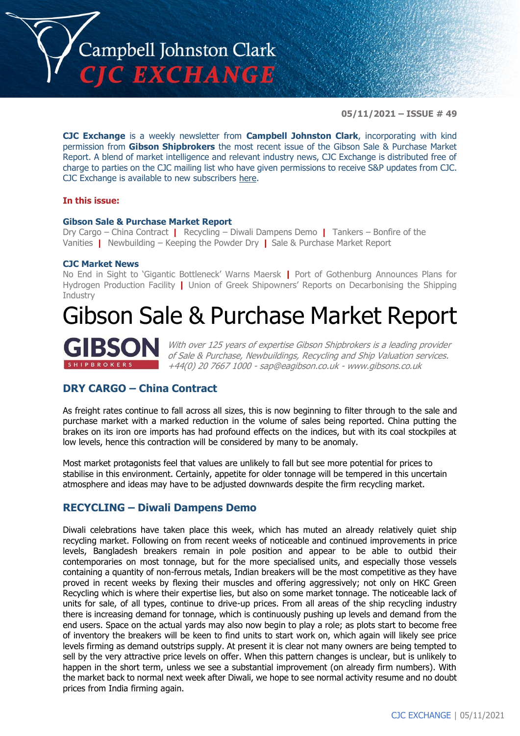# Campbell Johnston Clark CJC EXCHANGE

**05/11/2021 – ISSUE # 49**

**CJC Exchange** is a weekly newsletter from **Campbell Johnston Clark**, incorporating with kind permission from **Gibson Shipbrokers** the most recent issue of the Gibson Sale & Purchase Market Report. A blend of market intelligence and relevant industry news, CJC Exchange is distributed free of charge to parties on the CJC mailing list who have given permissions to receive S&P updates from CJC. CJC Exchange is available to new subscribers here.

**In this issue:**

**Gibson Sale & Purchase Market Report**

Dry Cargo – China Contract | Recycling – Diwali Dampens Demo | Tankers – Bonfire of the Vanities | Newbuilding – Keeping the Powder Dry | Sale & Purchase Market Report

**CJC Market News**

No End in Sight to 'Gigantic Bottleneck' Warns Maersk | Port of Gothenburg Announces Plans for Hydrogen Production Facility | Union of Greek Shipowners' Reports on Decarbonising the Shipping Industry

# Gibson Sale & Purchase Market Report

**GIBSON** SHIPBROKERS

*With over 125 years of expertise Gibson Shipbrokers is a leading provider of Sale & Purchase, Newbuildings, Recycling and Ship Valuation services. +44(0) 20 7667 1000 - sap@eagibson.co.uk - www.gibsons.co.uk*

## DRY CARGO – China Contract

As freight rates continue to fall across all sizes, this is now beginning to filter through to the sale and purchase market with a marked reduction in the volume of sales being reported. China putting the brakes on its iron ore imports has had profound effects on the indices, but with its coal stockpiles at low levels, hence this contraction will be considered by many to be anomaly.

Most market protagonists feel that values are unlikely to fall but see more potential for prices to stabilise in this environment. Certainly, appetite for older tonnage will be tempered in this uncertain atmosphere and ideas may have to be adjusted downwards despite the firm recycling market.

## RECYCLING – Diwali Dampens Demo

Diwali celebrations have taken place this week, which has muted an already relatively quiet ship recycling market. Following on from recent weeks of noticeable and continued improvements in price levels, Bangladesh breakers remain in pole position and appear to be able to outbid their contemporaries on most tonnage, but for the more specialised units, and especially those vessels containing a quantity of non-ferrous metals, Indian breakers will be the most competitive as they have proved in recent weeks by flexing their muscles and offering aggressively; not only on HKC Green Recycling which is where their expertise lies, but also on some market tonnage. The noticeable lack of units for sale, of all types, continue to drive-up prices. From all areas of the ship recycling industry there is increasing demand for tonnage, which is continuously pushing up levels and demand from the end users. Space on the actual yards may also now begin to play a role; as plots start to become free of inventory the breakers will be keen to find units to start work on, which again will likely see price levels firming as demand outstrips supply. At present it is clear not many owners are being tempted to sell by the very attractive price levels on offer. When this pattern changes is unclear, but is unlikely to happen in the short term, unless we see a substantial improvement (on already firm numbers). With the market back to normal next week after Diwali, we hope to see normal activity resume and no doubt prices from India firming again.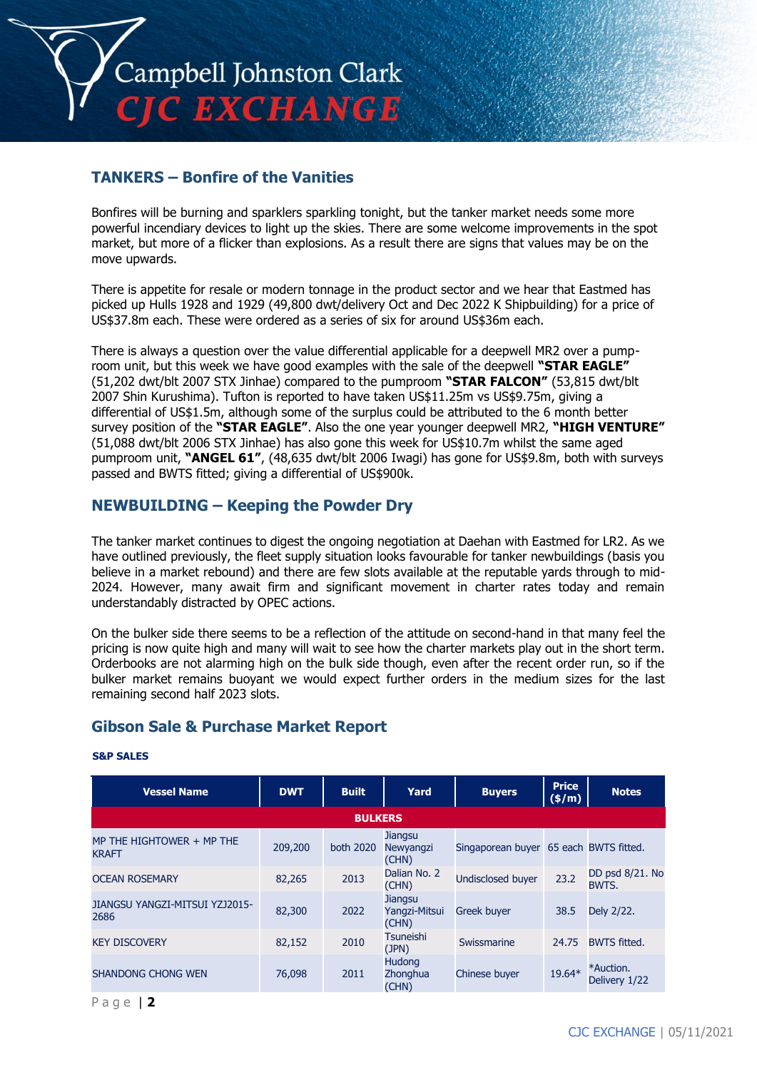## TANKERS – Bonfire of the Vanities

Bonfires will be burning and sparklers sparkling tonight, but the tanker market needs some more powerful incendiary devices to light up the skies. There are some welcome improvements in the spot market, but more of a flicker than explosions. As a result there are signs that values may be on the move upwards.

There is appetite for resale or modern tonnage in the product sector and we hear that Eastmed has picked up Hulls 1928 and 1929 (49,800 dwt/delivery Oct and Dec 2022 K Shipbuilding) for a price of US$37.8m each. These were ordered as a series of six for around US$36m each.

There is always a question over the value differential applicable for a deepwell MR2 over a pump-room unit, but this week we have good examples with the sale of the deepwell **"STAR EAGLE"** (51,202 dwt/blt 2007 STX Jinhae) compared to the pumproom **"STAR FALCON"** (53,815 dwt/blt 2007 Shin Kurushima). Tufton is reported to have taken US$11.25m vs US$9.75m, giving a differential of US$1.5m, although some of the surplus could be attributed to the 6 month better survey position of the **"STAR EAGLE"**. Also the one year younger deepwell MR2, **"HIGH VENTURE"** (51,088 dwt/blt 2006 STX Jinhae) has also gone this week for US$10.7m whilst the same aged pumproom unit, **"ANGEL 61"**, (48,635 dwt/blt 2006 Iwagi) has gone for US$9.8m, both with surveys passed and BWTS fitted; giving a differential of US$900k.

## NEWBUILDING – Keeping the Powder Dry

The tanker market continues to digest the ongoing negotiation at Daehan with Eastmed for LR2. As we have outlined previously, the fleet supply situation looks favourable for tanker newbuildings (basis you believe in a market rebound) and there are few slots available at the reputable yards through to mid-2024. However, many await firm and significant movement in charter rates today and remain understandably distracted by OPEC actions.

On the bulker side there seems to be a reflection of the attitude on second-hand in that many feel the pricing is now quite high and many will wait to see how the charter markets play out in the short term. Orderbooks are not alarming high on the bulk side though, even after the recent order run, so if the bulker market remains buoyant we would expect further orders in the medium sizes for the last remaining second half 2023 slots.

## Gibson Sale & Purchase Market Report

**S&P SALES**

| Vessel Name | DWT | Built | Yard | Buyers | Price ($/m) | Notes |
|---|---|---|---|---|---|---|
| **BULKERS** | | | | | | |
| MP THE HIGHTOWER + MP THE KRAFT | 209,200 | both 2020 | Jiangsu Newyangzi (CHN) | Singaporean buyer | 65 each | BWTS fitted. |
| OCEAN ROSEMARY | 82,265 | 2013 | Dalian No. 2 (CHN) | Undisclosed buyer | 23.2 | DD psd 8/21. No BWTS. |
| JIANGSU YANGZI-MITSUI YZJ2015-2686 | 82,300 | 2022 | Jiangsu Yangzi-Mitsui (CHN) | Greek buyer | 38.5 | Dely 2/22. |
| KEY DISCOVERY | 82,152 | 2010 | Tsuneishi (JPN) | Swissmarine | 24.75 | BWTS fitted. |
| SHANDONG CHONG WEN | 76,098 | 2011 | Hudong Zhonghua (CHN) | Chinese buyer | 19.64* | *Auction. Delivery 1/22 |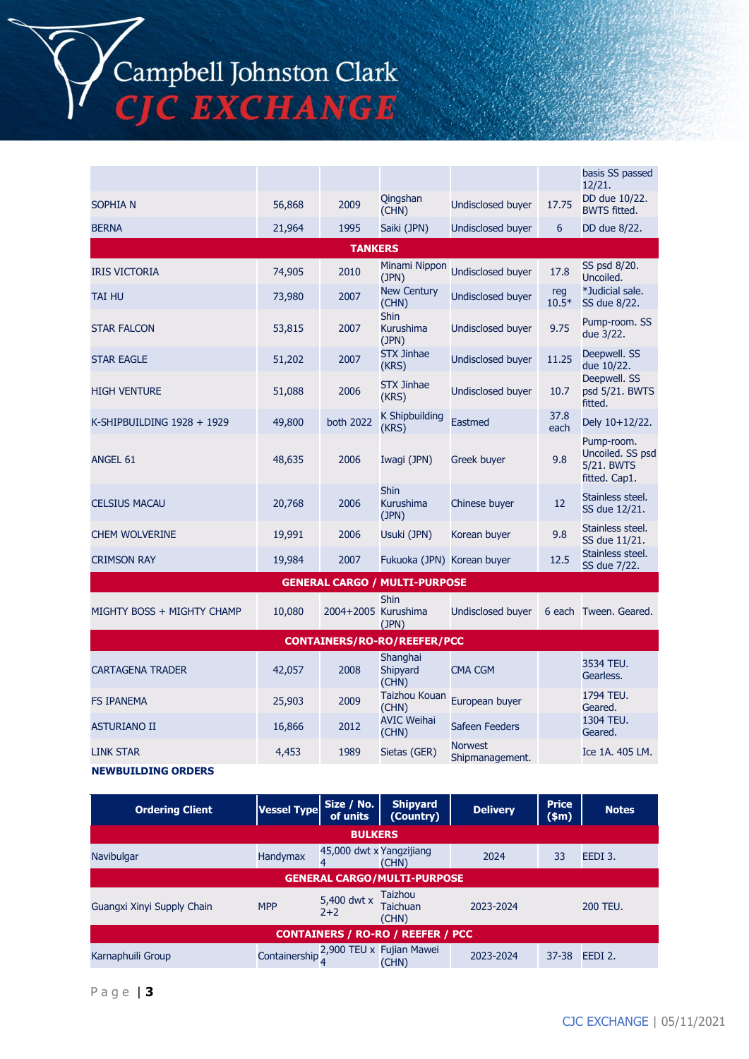| | | | | | | |
|---|---|---|---|---|---|---|
| SOPHIA N | 56,868 | 2009 | Qingshan (CHN) | Undisclosed buyer | 17.75 | basis SS passed 12/21. DD due 10/22. BWTS fitted. |
| BERNA | 21,964 | 1995 | Saiki (JPN) | Undisclosed buyer | 6 | DD due 8/22. |
| **TANKERS** | | | | | | |
| IRIS VICTORIA | 74,905 | 2010 | Minami Nippon (JPN) | Undisclosed buyer | 17.8 | SS psd 8/20. Uncoiled. |
| TAI HU | 73,980 | 2007 | New Century (CHN) | Undisclosed buyer | reg 10.5* | *Judicial sale. SS due 8/22. |
| STAR FALCON | 53,815 | 2007 | Shin Kurushima (JPN) | Undisclosed buyer | 9.75 | Pump-room. SS due 3/22. |
| STAR EAGLE | 51,202 | 2007 | STX Jinhae (KRS) | Undisclosed buyer | 11.25 | Deepwell. SS due 10/22. |
| HIGH VENTURE | 51,088 | 2006 | STX Jinhae (KRS) | Undisclosed buyer | 10.7 | Deepwell. SS psd 5/21. BWTS fitted. |
| K-SHIPBUILDING 1928 + 1929 | 49,800 | both 2022 | K Shipbuilding (KRS) | Eastmed | 37.8 each | Dely 10+12/22. |
| ANGEL 61 | 48,635 | 2006 | Iwagi (JPN) | Greek buyer | 9.8 | Pump-room. Uncoiled. SS psd 5/21. BWTS fitted. Cap1. |
| CELSIUS MACAU | 20,768 | 2006 | Shin Kurushima (JPN) | Chinese buyer | 12 | Stainless steel. SS due 12/21. |
| CHEM WOLVERINE | 19,991 | 2006 | Usuki (JPN) | Korean buyer | 9.8 | Stainless steel. SS due 11/21. |
| CRIMSON RAY | 19,984 | 2007 | Fukuoka (JPN) | Korean buyer | 12.5 | Stainless steel. SS due 7/22. |
| **GENERAL CARGO / MULTI-PURPOSE** | | | | | | |
| MIGHTY BOSS + MIGHTY CHAMP | 10,080 | 2004+2005 | Shin Kurushima (JPN) | Undisclosed buyer | 6 each | Tween. Geared. |
| **CONTAINERS/RO-RO/REEFER/PCC** | | | | | | |
| CARTAGENA TRADER | 42,057 | 2008 | Shanghai Shipyard (CHN) | CMA CGM | | 3534 TEU. Gearless. |
| FS IPANEMA | 25,903 | 2009 | Taizhou Kouan (CHN) | European buyer | | 1794 TEU. Geared. |
| ASTURIANO II | 16,866 | 2012 | AVIC Weihai (CHN) | Safeen Feeders | | 1304 TEU. Geared. |
| LINK STAR | 4,453 | 1989 | Sietas (GER) | Norwest Shipmanagement. | | Ice 1A. 405 LM. |

**NEWBUILDING ORDERS**

| Ordering Client | Vessel Type | Size / No. of units | Shipyard (Country) | Delivery | Price ($m) | Notes |
|---|---|---|---|---|---|---|
| **BULKERS** | | | | | | |
| Navibulgar | Handymax | 45,000 dwt x 4 | Yangzijiang (CHN) | 2024 | 33 | EEDI 3. |
| **GENERAL CARGO/MULTI-PURPOSE** | | | | | | |
| Guangxi Xinyi Supply Chain | MPP | 5,400 dwt x 2+2 | Taizhou Taichuan (CHN) | 2023-2024 | | 200 TEU. |
| **CONTAINERS / RO-RO / REEFER / PCC** | | | | | | |
| Karnaphuili Group | Containership | 2,900 TEU x 4 | Fujian Mawei (CHN) | 2023-2024 | 37-38 | EEDI 2. |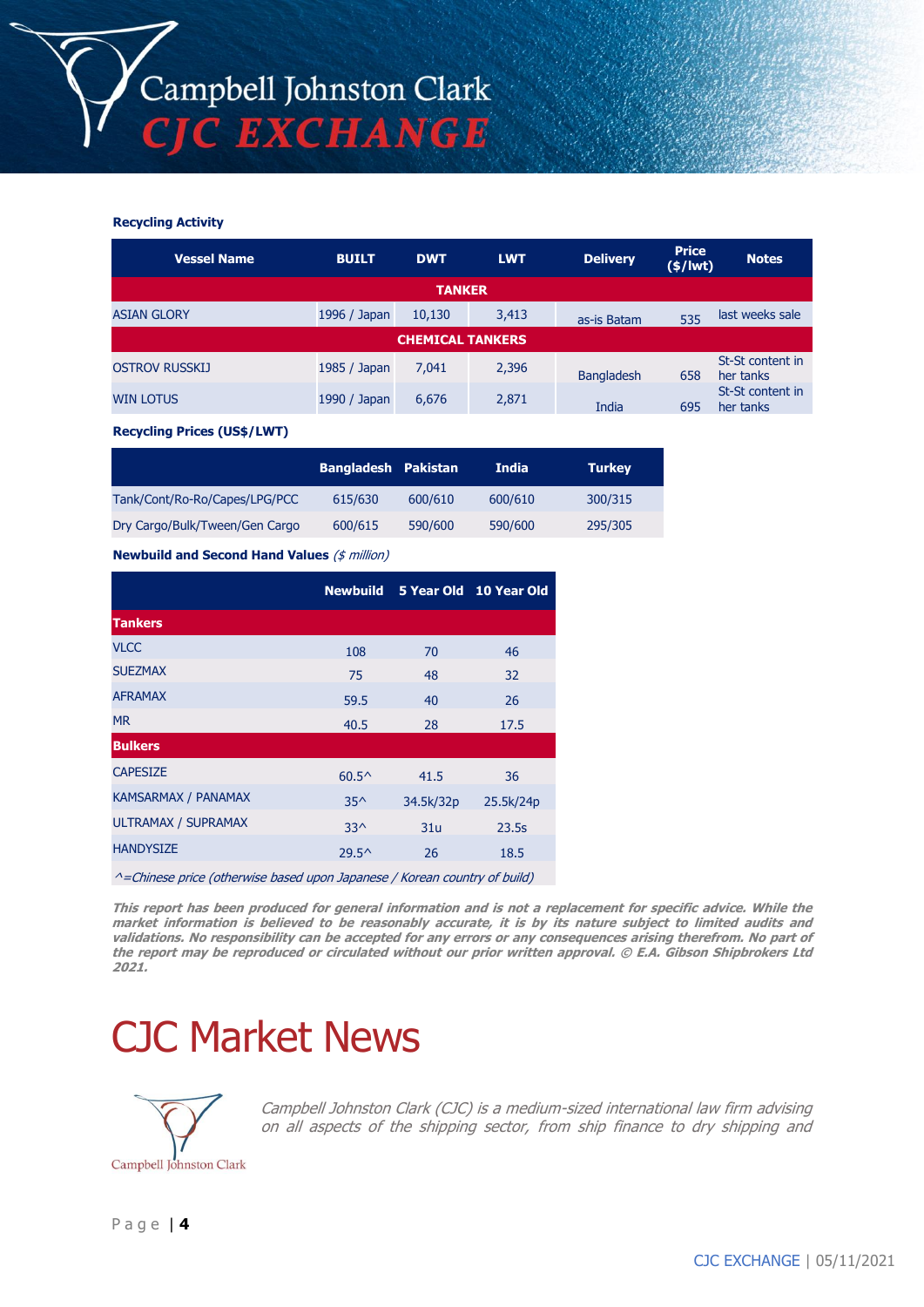**Recycling Activity**

| Vessel Name | BUILT | DWT | LWT | Delivery | Price ($/lwt) | Notes |
|---|---|---|---|---|---|---|
| **TANKER** | | | | | | |
| ASIAN GLORY | 1996 / Japan | 10,130 | 3,413 | as-is Batam | 535 | last weeks sale |
| **CHEMICAL TANKERS** | | | | | | |
| OSTROV RUSSKIJ | 1985 / Japan | 7,041 | 2,396 | Bangladesh | 658 | St-St content in her tanks |
| WIN LOTUS | 1990 / Japan | 6,676 | 2,871 | India | 695 | St-St content in her tanks |

**Recycling Prices (US$/LWT)**

| | Bangladesh | Pakistan | India | Turkey |
|---|---|---|---|---|
| Tank/Cont/Ro-Ro/Capes/LPG/PCC | 615/630 | 600/610 | 600/610 | 300/315 |
| Dry Cargo/Bulk/Tween/Gen Cargo | 600/615 | 590/600 | 590/600 | 295/305 |

**Newbuild and Second Hand Values** *($ million)*

| | Newbuild | 5 Year Old | 10 Year Old |
|---|---|---|---|
| **Tankers** | | | |
| VLCC | 108 | 70 | 46 |
| SUEZMAX | 75 | 48 | 32 |
| AFRAMAX | 59.5 | 40 | 26 |
| MR | 40.5 | 28 | 17.5 |
| **Bulkers** | | | |
| CAPESIZE | 60.5^ | 41.5 | 36 |
| KAMSARMAX / PANAMAX | 35^ | 34.5k/32p | 25.5k/24p |
| ULTRAMAX / SUPRAMAX | 33^ | 31u | 23.5s |
| HANDYSIZE | 29.5^ | 26 | 18.5 |

*^=Chinese price (otherwise based upon Japanese / Korean country of build)*

***This report has been produced for general information and is not a replacement for specific advice. While the market information is believed to be reasonably accurate, it is by its nature subject to limited audits and validations. No responsibility can be accepted for any errors or any consequences arising therefrom. No part of the report may be reproduced or circulated without our prior written approval. © E.A. Gibson Shipbrokers Ltd 2021.***

# CJC Market News

*Campbell Johnston Clark (CJC) is a medium-sized international law firm advising on all aspects of the shipping sector, from ship finance to dry shipping and*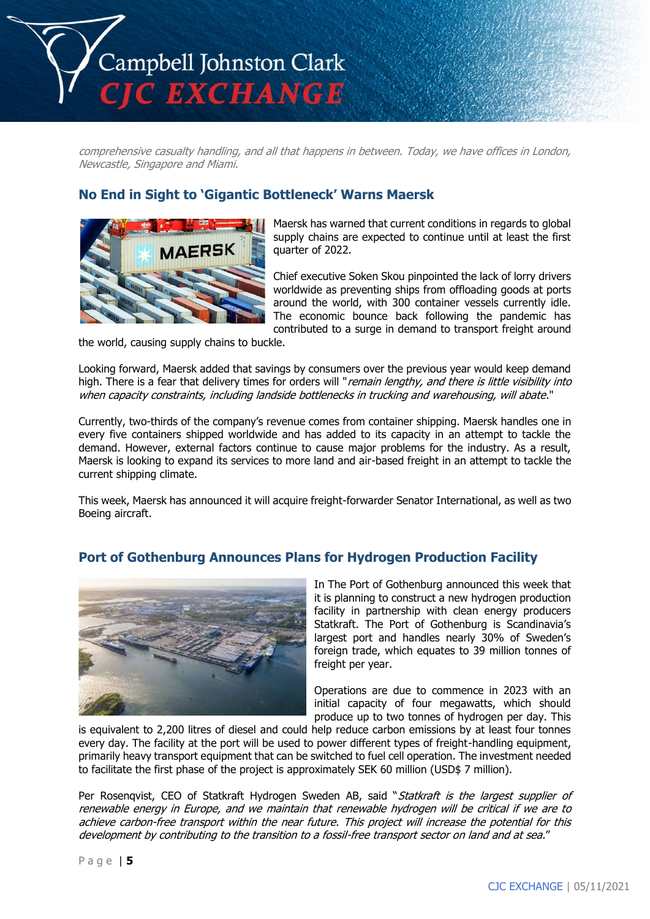*comprehensive casualty handling, and all that happens in between. Today, we have offices in London, Newcastle, Singapore and Miami.*

## No End in Sight to 'Gigantic Bottleneck' Warns Maersk

Maersk has warned that current conditions in regards to global supply chains are expected to continue until at least the first quarter of 2022.

Chief executive Soken Skou pinpointed the lack of lorry drivers worldwide as preventing ships from offloading goods at ports around the world, with 300 container vessels currently idle. The economic bounce back following the pandemic has contributed to a surge in demand to transport freight around the world, causing supply chains to buckle.

Looking forward, Maersk added that savings by consumers over the previous year would keep demand high. There is a fear that delivery times for orders will "*remain lengthy, and there is little visibility into when capacity constraints, including landside bottlenecks in trucking and warehousing, will abate*."

Currently, two-thirds of the company's revenue comes from container shipping. Maersk handles one in every five containers shipped worldwide and has added to its capacity in an attempt to tackle the demand. However, external factors continue to cause major problems for the industry. As a result, Maersk is looking to expand its services to more land and air-based freight in an attempt to tackle the current shipping climate.

This week, Maersk has announced it will acquire freight-forwarder Senator International, as well as two Boeing aircraft.

## Port of Gothenburg Announces Plans for Hydrogen Production Facility

In The Port of Gothenburg announced this week that it is planning to construct a new hydrogen production facility in partnership with clean energy producers Statkraft. The Port of Gothenburg is Scandinavia's largest port and handles nearly 30% of Sweden's foreign trade, which equates to 39 million tonnes of freight per year.

Operations are due to commence in 2023 with an initial capacity of four megawatts, which should produce up to two tonnes of hydrogen per day. This is equivalent to 2,200 litres of diesel and could help reduce carbon emissions by at least four tonnes every day. The facility at the port will be used to power different types of freight-handling equipment, primarily heavy transport equipment that can be switched to fuel cell operation. The investment needed to facilitate the first phase of the project is approximately SEK 60 million (USD$ 7 million).

Per Rosenqvist, CEO of Statkraft Hydrogen Sweden AB, said "*Statkraft is the largest supplier of renewable energy in Europe, and we maintain that renewable hydrogen will be critical if we are to achieve carbon-free transport within the near future. This project will increase the potential for this development by contributing to the transition to a fossil-free transport sector on land and at sea.*"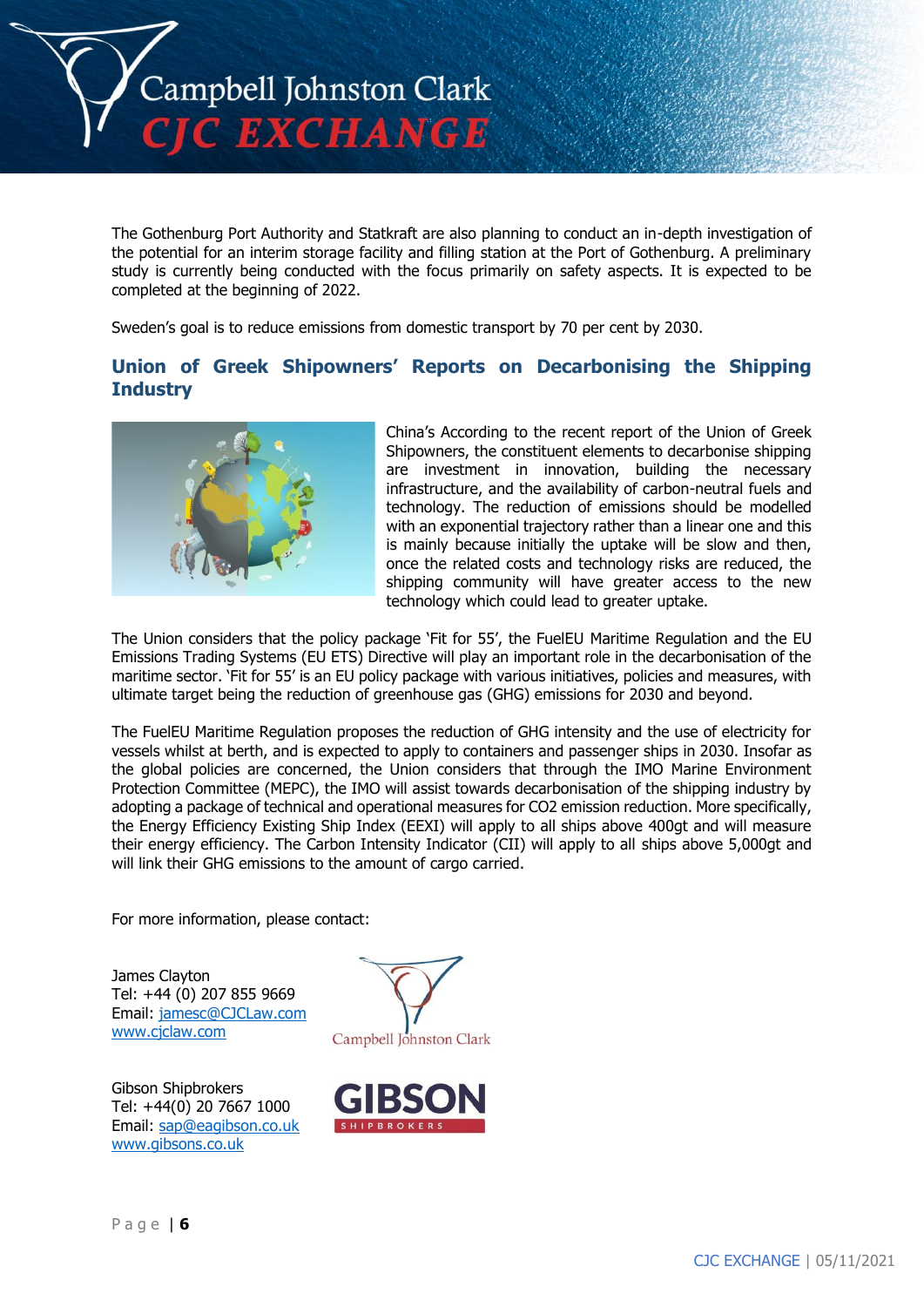The Gothenburg Port Authority and Statkraft are also planning to conduct an in-depth investigation of the potential for an interim storage facility and filling station at the Port of Gothenburg. A preliminary study is currently being conducted with the focus primarily on safety aspects. It is expected to be completed at the beginning of 2022.

Sweden's goal is to reduce emissions from domestic transport by 70 per cent by 2030.

## Union of Greek Shipowners' Reports on Decarbonising the Shipping Industry

China's According to the recent report of the Union of Greek Shipowners, the constituent elements to decarbonise shipping are investment in innovation, building the necessary infrastructure, and the availability of carbon-neutral fuels and technology. The reduction of emissions should be modelled with an exponential trajectory rather than a linear one and this is mainly because initially the uptake will be slow and then, once the related costs and technology risks are reduced, the shipping community will have greater access to the new technology which could lead to greater uptake.

The Union considers that the policy package 'Fit for 55', the FuelEU Maritime Regulation and the EU Emissions Trading Systems (EU ETS) Directive will play an important role in the decarbonisation of the maritime sector. 'Fit for 55' is an EU policy package with various initiatives, policies and measures, with ultimate target being the reduction of greenhouse gas (GHG) emissions for 2030 and beyond.

The FuelEU Maritime Regulation proposes the reduction of GHG intensity and the use of electricity for vessels whilst at berth, and is expected to apply to containers and passenger ships in 2030. Insofar as the global policies are concerned, the Union considers that through the IMO Marine Environment Protection Committee (MEPC), the IMO will assist towards decarbonisation of the shipping industry by adopting a package of technical and operational measures for $CO_2$ emission reduction. More specifically, the Energy Efficiency Existing Ship Index (EEXI) will apply to all ships above 400gt and will measure their energy efficiency. The Carbon Intensity Indicator (CII) will apply to all ships above 5,000gt and will link their GHG emissions to the amount of cargo carried.

For more information, please contact:

James Clayton
Tel: +44 (0) 207 855 9669
Email: jamesc@CJCLaw.com
www.cjclaw.com

Gibson Shipbrokers
Tel: +44(0) 20 7667 1000
Email: sap@eagibson.co.uk
www.gibsons.co.uk